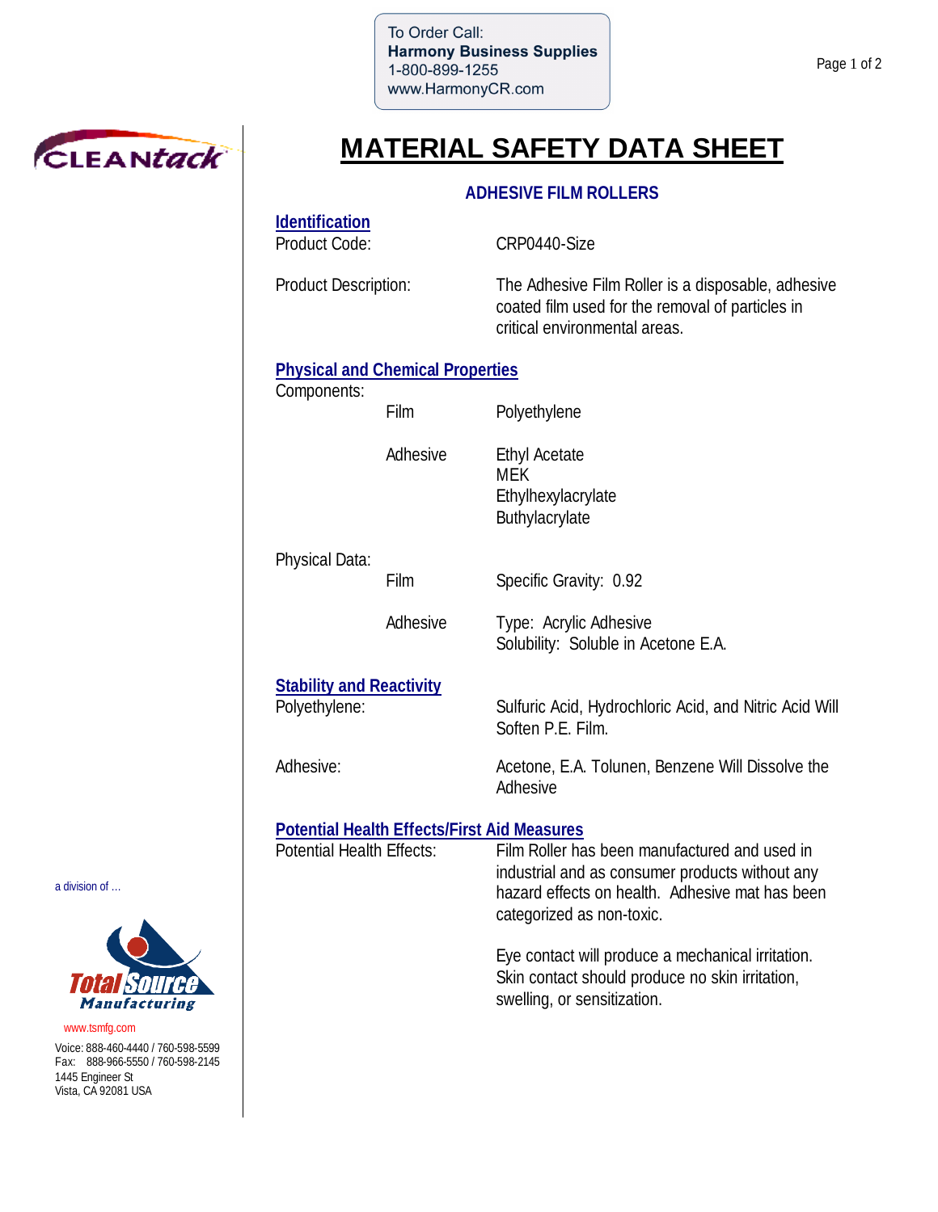To Order Call:
**Harmony Business Supplies**
1-800-899-1255
www.HarmonyCR.com

CLEANtack

# MATERIAL SAFETY DATA SHEET

## ADHESIVE FILM ROLLERS

### Identification

Product Code: CRP0440-Size

Product Description: The Adhesive Film Roller is a disposable, adhesive coated film used for the removal of particles in critical environmental areas.

### Physical and Chemical Properties

Components:

| | | |
|---|---|---|
| | Film | Polyethylene |
| | Adhesive | Ethyl Acetate<br>MEK<br>Ethylhexylacrylate<br>Buthylacrylate |

Physical Data:

| | | |
|---|---|---|
| | Film | Specific Gravity: 0.92 |
| | Adhesive | Type: Acrylic Adhesive<br>Solubility: Soluble in Acetone E.A. |

### Stability and Reactivity

Polyethylene: Sulfuric Acid, Hydrochloric Acid, and Nitric Acid Will Soften P.E. Film.

Adhesive: Acetone, E.A. Tolunen, Benzene Will Dissolve the Adhesive

### Potential Health Effects/First Aid Measures

Potential Health Effects: Film Roller has been manufactured and used in industrial and as consumer products without any hazard effects on health. Adhesive mat has been categorized as non-toxic.

Eye contact will produce a mechanical irritation. Skin contact should produce no skin irritation, swelling, or sensitization.

a division of ...

Total Source Manufacturing

www.tsmfg.com

Voice: 888-460-4440 / 760-598-5599
Fax: 888-966-5550 / 760-598-2145
1445 Engineer St
Vista, CA 92081 USA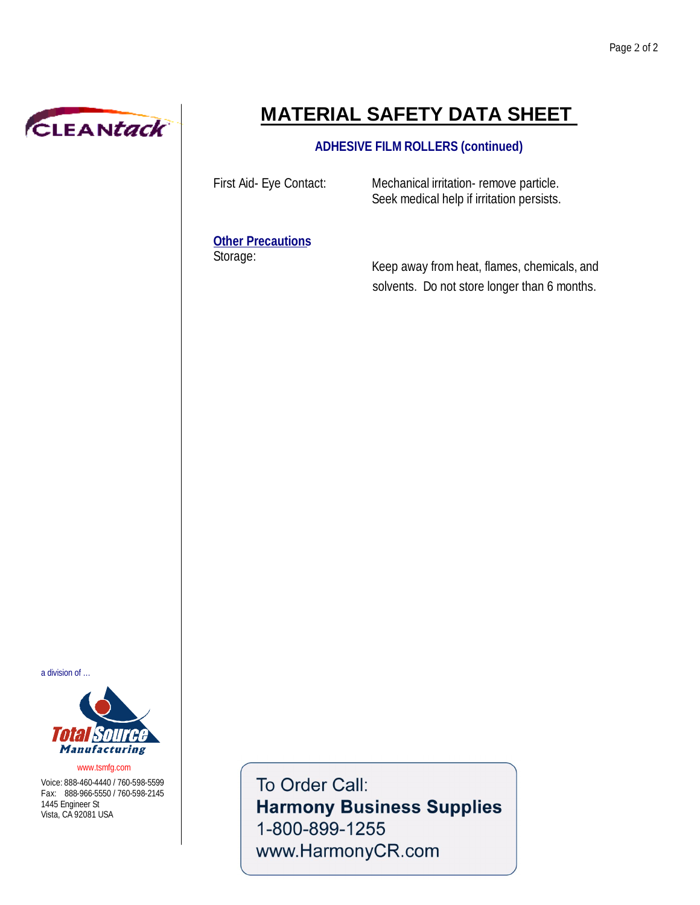CLEANtack

# MATERIAL SAFETY DATA SHEET

## ADHESIVE FILM ROLLERS (continued)

| | |
|---|---|
| First Aid- Eye Contact: | Mechanical irritation- remove particle. Seek medical help if irritation persists. |

### Other Precautions

| | |
|---|---|
| Storage: | Keep away from heat, flames, chemicals, and solvents. Do not store longer than 6 months. |

a division of ...

Total Source Manufacturing

www.tsmfg.com

Voice: 888-460-4440 / 760-598-5599
Fax: 888-966-5550 / 760-598-2145
1445 Engineer St
Vista, CA 92081 USA

To Order Call:
**Harmony Business Supplies**
1-800-899-1255
www.HarmonyCR.com